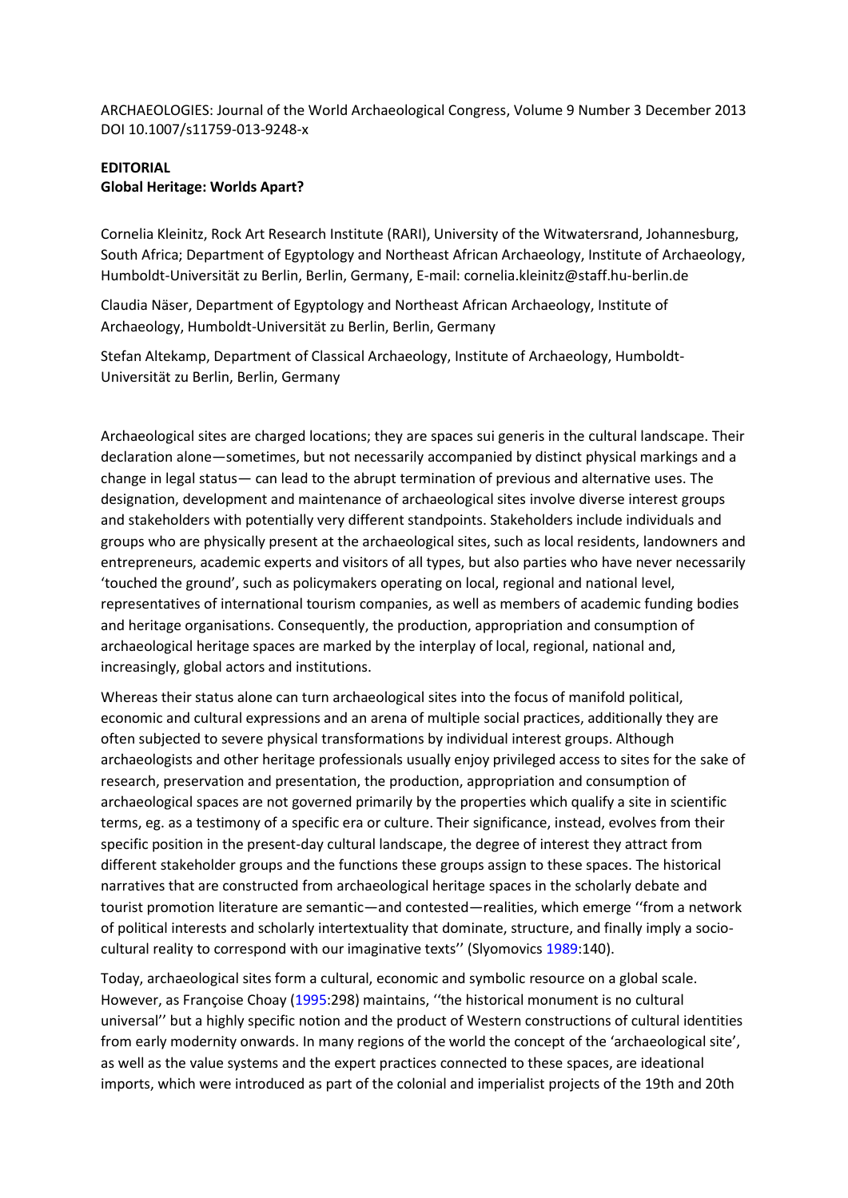ARCHAEOLOGIES: Journal of the World Archaeological Congress, Volume 9 Number 3 December 2013
DOI 10.1007/s11759-013-9248-x

**EDITORIAL**
**Global Heritage: Worlds Apart?**

Cornelia Kleinitz, Rock Art Research Institute (RARI), University of the Witwatersrand, Johannesburg, South Africa; Department of Egyptology and Northeast African Archaeology, Institute of Archaeology, Humboldt-Universität zu Berlin, Berlin, Germany, E-mail: cornelia.kleinitz@staff.hu-berlin.de

Claudia Näser, Department of Egyptology and Northeast African Archaeology, Institute of Archaeology, Humboldt-Universität zu Berlin, Berlin, Germany

Stefan Altekamp, Department of Classical Archaeology, Institute of Archaeology, Humboldt-Universität zu Berlin, Berlin, Germany

Archaeological sites are charged locations; they are spaces sui generis in the cultural landscape. Their declaration alone—sometimes, but not necessarily accompanied by distinct physical markings and a change in legal status— can lead to the abrupt termination of previous and alternative uses. The designation, development and maintenance of archaeological sites involve diverse interest groups and stakeholders with potentially very different standpoints. Stakeholders include individuals and groups who are physically present at the archaeological sites, such as local residents, landowners and entrepreneurs, academic experts and visitors of all types, but also parties who have never necessarily 'touched the ground', such as policymakers operating on local, regional and national level, representatives of international tourism companies, as well as members of academic funding bodies and heritage organisations. Consequently, the production, appropriation and consumption of archaeological heritage spaces are marked by the interplay of local, regional, national and, increasingly, global actors and institutions.

Whereas their status alone can turn archaeological sites into the focus of manifold political, economic and cultural expressions and an arena of multiple social practices, additionally they are often subjected to severe physical transformations by individual interest groups. Although archaeologists and other heritage professionals usually enjoy privileged access to sites for the sake of research, preservation and presentation, the production, appropriation and consumption of archaeological spaces are not governed primarily by the properties which qualify a site in scientific terms, eg. as a testimony of a specific era or culture. Their significance, instead, evolves from their specific position in the present-day cultural landscape, the degree of interest they attract from different stakeholder groups and the functions these groups assign to these spaces. The historical narratives that are constructed from archaeological heritage spaces in the scholarly debate and tourist promotion literature are semantic—and contested—realities, which emerge ''from a network of political interests and scholarly intertextuality that dominate, structure, and finally imply a socio-cultural reality to correspond with our imaginative texts'' (Slyomovics 1989:140).

Today, archaeological sites form a cultural, economic and symbolic resource on a global scale. However, as Françoise Choay (1995:298) maintains, ''the historical monument is no cultural universal'' but a highly specific notion and the product of Western constructions of cultural identities from early modernity onwards. In many regions of the world the concept of the 'archaeological site', as well as the value systems and the expert practices connected to these spaces, are ideational imports, which were introduced as part of the colonial and imperialist projects of the 19th and 20th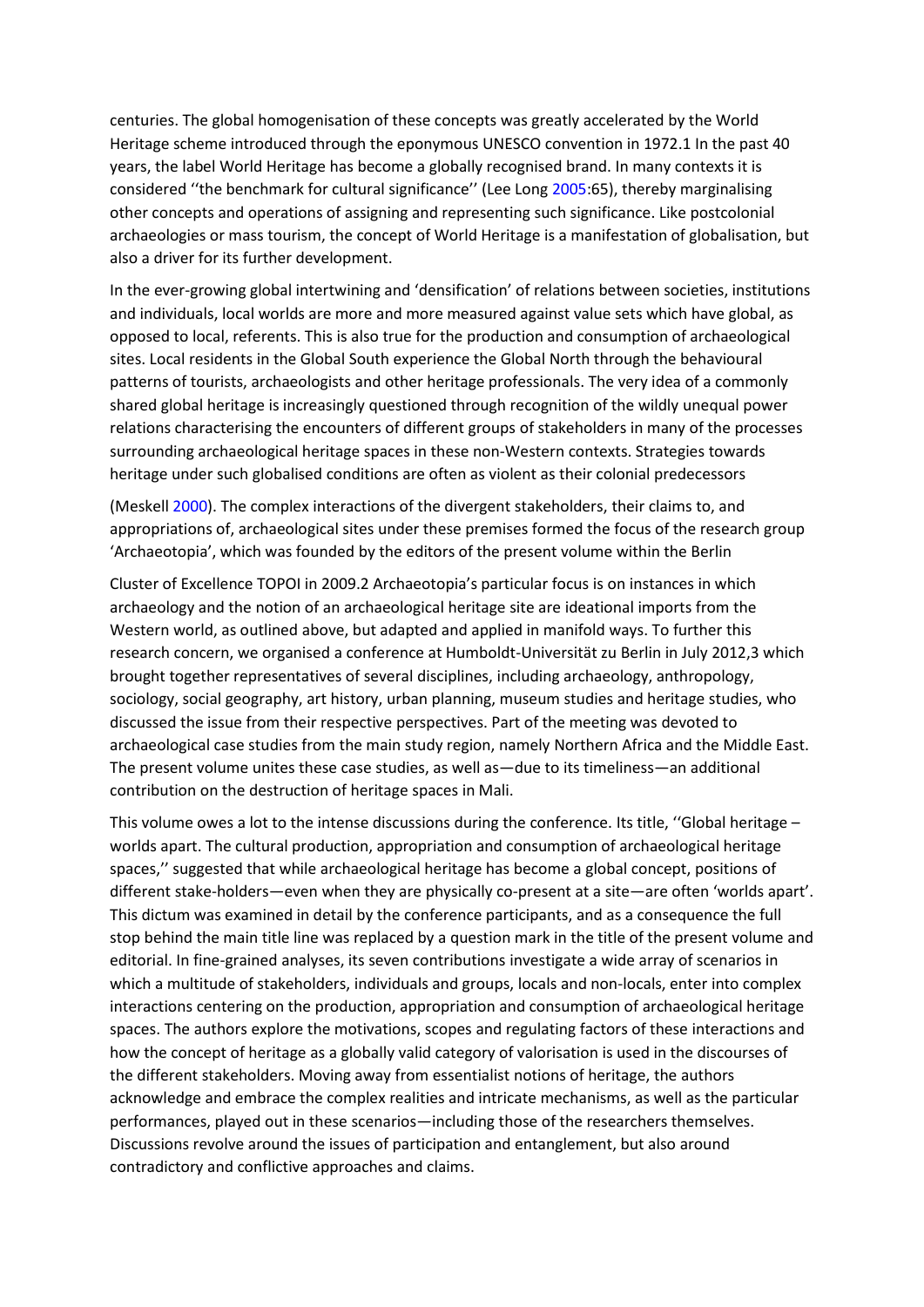centuries. The global homogenisation of these concepts was greatly accelerated by the World Heritage scheme introduced through the eponymous UNESCO convention in 1972.[1] In the past 40 years, the label World Heritage has become a globally recognised brand. In many contexts it is considered ''the benchmark for cultural significance'' (Lee Long 2005:65), thereby marginalising other concepts and operations of assigning and representing such significance. Like postcolonial archaeologies or mass tourism, the concept of World Heritage is a manifestation of globalisation, but also a driver for its further development.

In the ever-growing global intertwining and 'densification' of relations between societies, institutions and individuals, local worlds are more and more measured against value sets which have global, as opposed to local, referents. This is also true for the production and consumption of archaeological sites. Local residents in the Global South experience the Global North through the behavioural patterns of tourists, archaeologists and other heritage professionals. The very idea of a commonly shared global heritage is increasingly questioned through recognition of the wildly unequal power relations characterising the encounters of different groups of stakeholders in many of the processes surrounding archaeological heritage spaces in these non-Western contexts. Strategies towards heritage under such globalised conditions are often as violent as their colonial predecessors (Meskell 2000). The complex interactions of the divergent stakeholders, their claims to, and appropriations of, archaeological sites under these premises formed the focus of the research group 'Archaeotopia', which was founded by the editors of the present volume within the Berlin Cluster of Excellence TOPOI in 2009.[2] Archaeotopia's particular focus is on instances in which archaeology and the notion of an archaeological heritage site are ideational imports from the Western world, as outlined above, but adapted and applied in manifold ways. To further this research concern, we organised a conference at Humboldt-Universität zu Berlin in July 2012,[3] which brought together representatives of several disciplines, including archaeology, anthropology, sociology, social geography, art history, urban planning, museum studies and heritage studies, who discussed the issue from their respective perspectives. Part of the meeting was devoted to archaeological case studies from the main study region, namely Northern Africa and the Middle East. The present volume unites these case studies, as well as—due to its timeliness—an additional contribution on the destruction of heritage spaces in Mali.

This volume owes a lot to the intense discussions during the conference. Its title, ''Global heritage – worlds apart. The cultural production, appropriation and consumption of archaeological heritage spaces,'' suggested that while archaeological heritage has become a global concept, positions of different stake-holders—even when they are physically co-present at a site—are often 'worlds apart'. This dictum was examined in detail by the conference participants, and as a consequence the full stop behind the main title line was replaced by a question mark in the title of the present volume and editorial. In fine-grained analyses, its seven contributions investigate a wide array of scenarios in which a multitude of stakeholders, individuals and groups, locals and non-locals, enter into complex interactions centering on the production, appropriation and consumption of archaeological heritage spaces. The authors explore the motivations, scopes and regulating factors of these interactions and how the concept of heritage as a globally valid category of valorisation is used in the discourses of the different stakeholders. Moving away from essentialist notions of heritage, the authors acknowledge and embrace the complex realities and intricate mechanisms, as well as the particular performances, played out in these scenarios—including those of the researchers themselves. Discussions revolve around the issues of participation and entanglement, but also around contradictory and conflictive approaches and claims.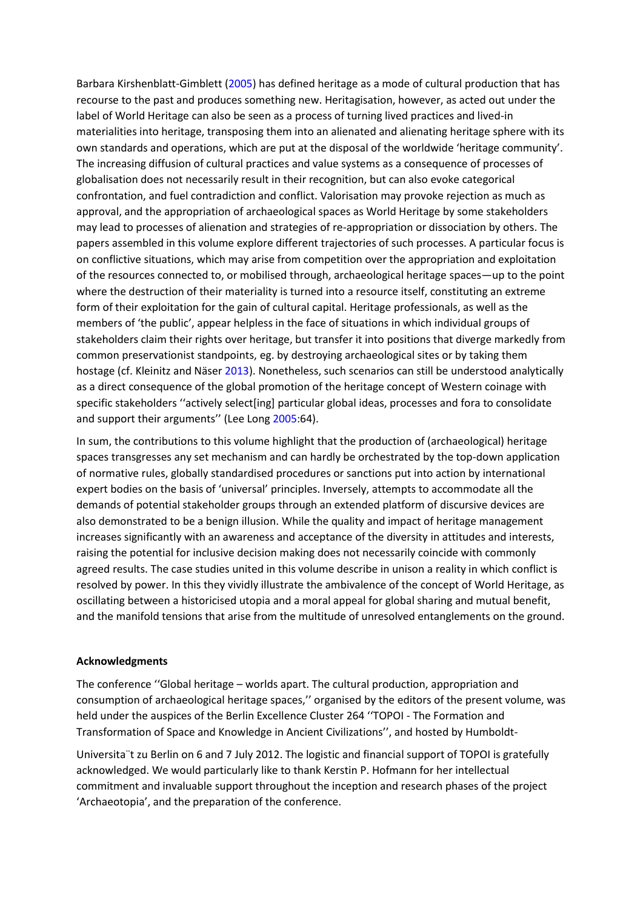Barbara Kirshenblatt-Gimblett (2005) has defined heritage as a mode of cultural production that has recourse to the past and produces something new. Heritagisation, however, as acted out under the label of World Heritage can also be seen as a process of turning lived practices and lived-in materialities into heritage, transposing them into an alienated and alienating heritage sphere with its own standards and operations, which are put at the disposal of the worldwide 'heritage community'. The increasing diffusion of cultural practices and value systems as a consequence of processes of globalisation does not necessarily result in their recognition, but can also evoke categorical confrontation, and fuel contradiction and conflict. Valorisation may provoke rejection as much as approval, and the appropriation of archaeological spaces as World Heritage by some stakeholders may lead to processes of alienation and strategies of re-appropriation or dissociation by others. The papers assembled in this volume explore different trajectories of such processes. A particular focus is on conflictive situations, which may arise from competition over the appropriation and exploitation of the resources connected to, or mobilised through, archaeological heritage spaces—up to the point where the destruction of their materiality is turned into a resource itself, constituting an extreme form of their exploitation for the gain of cultural capital. Heritage professionals, as well as the members of 'the public', appear helpless in the face of situations in which individual groups of stakeholders claim their rights over heritage, but transfer it into positions that diverge markedly from common preservationist standpoints, eg. by destroying archaeological sites or by taking them hostage (cf. Kleinitz and Näser 2013). Nonetheless, such scenarios can still be understood analytically as a direct consequence of the global promotion of the heritage concept of Western coinage with specific stakeholders ''actively select[ing] particular global ideas, processes and fora to consolidate and support their arguments'' (Lee Long 2005:64).

In sum, the contributions to this volume highlight that the production of (archaeological) heritage spaces transgresses any set mechanism and can hardly be orchestrated by the top-down application of normative rules, globally standardised procedures or sanctions put into action by international expert bodies on the basis of 'universal' principles. Inversely, attempts to accommodate all the demands of potential stakeholder groups through an extended platform of discursive devices are also demonstrated to be a benign illusion. While the quality and impact of heritage management increases significantly with an awareness and acceptance of the diversity in attitudes and interests, raising the potential for inclusive decision making does not necessarily coincide with commonly agreed results. The case studies united in this volume describe in unison a reality in which conflict is resolved by power. In this they vividly illustrate the ambivalence of the concept of World Heritage, as oscillating between a historicised utopia and a moral appeal for global sharing and mutual benefit, and the manifold tensions that arise from the multitude of unresolved entanglements on the ground.

**Acknowledgments**

The conference ''Global heritage – worlds apart. The cultural production, appropriation and consumption of archaeological heritage spaces,'' organised by the editors of the present volume, was held under the auspices of the Berlin Excellence Cluster 264 ''TOPOI - The Formation and Transformation of Space and Knowledge in Ancient Civilizations'', and hosted by Humboldt-Universität zu Berlin on 6 and 7 July 2012. The logistic and financial support of TOPOI is gratefully acknowledged. We would particularly like to thank Kerstin P. Hofmann for her intellectual commitment and invaluable support throughout the inception and research phases of the project 'Archaeotopia', and the preparation of the conference.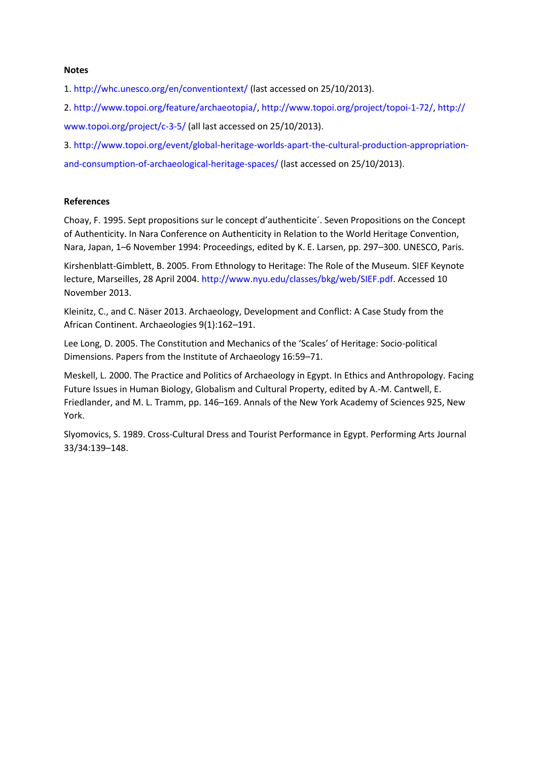**Notes**

1. http://whc.unesco.org/en/conventiontext/ (last accessed on 25/10/2013).

2. http://www.topoi.org/feature/archaeotopia/, http://www.topoi.org/project/topoi-1-72/, http://www.topoi.org/project/c-3-5/ (all last accessed on 25/10/2013).

3. http://www.topoi.org/event/global-heritage-worlds-apart-the-cultural-production-appropriation-and-consumption-of-archaeological-heritage-spaces/ (last accessed on 25/10/2013).

**References**

Choay, F. 1995. Sept propositions sur le concept d'authenticite´. Seven Propositions on the Concept of Authenticity. In Nara Conference on Authenticity in Relation to the World Heritage Convention, Nara, Japan, 1–6 November 1994: Proceedings, edited by K. E. Larsen, pp. 297–300. UNESCO, Paris.

Kirshenblatt-Gimblett, B. 2005. From Ethnology to Heritage: The Role of the Museum. SIEF Keynote lecture, Marseilles, 28 April 2004. http://www.nyu.edu/classes/bkg/web/SIEF.pdf. Accessed 10 November 2013.

Kleinitz, C., and C. Näser 2013. Archaeology, Development and Conflict: A Case Study from the African Continent. Archaeologies 9(1):162–191.

Lee Long, D. 2005. The Constitution and Mechanics of the 'Scales' of Heritage: Socio-political Dimensions. Papers from the Institute of Archaeology 16:59–71.

Meskell, L. 2000. The Practice and Politics of Archaeology in Egypt. In Ethics and Anthropology. Facing Future Issues in Human Biology, Globalism and Cultural Property, edited by A.-M. Cantwell, E. Friedlander, and M. L. Tramm, pp. 146–169. Annals of the New York Academy of Sciences 925, New York.

Slyomovics, S. 1989. Cross-Cultural Dress and Tourist Performance in Egypt. Performing Arts Journal 33/34:139–148.